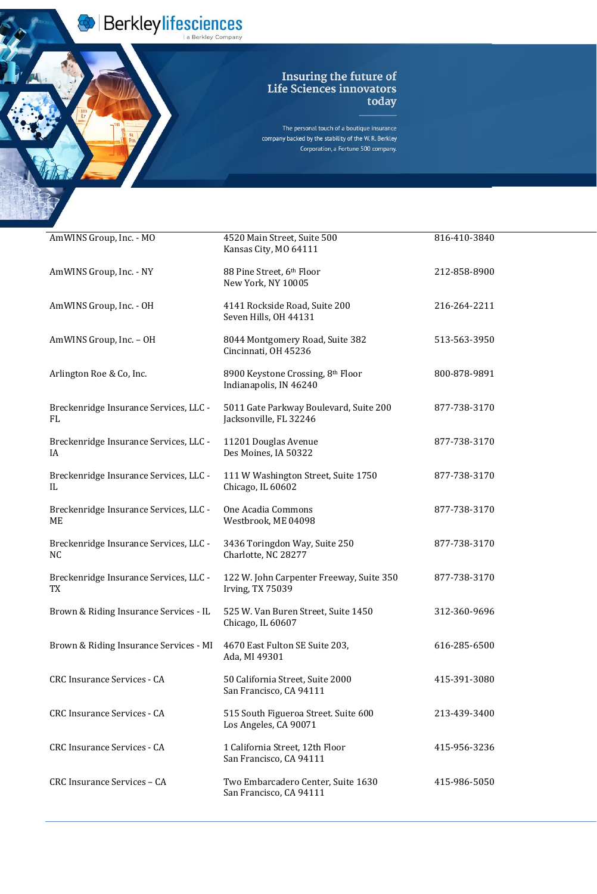Berkley lifesciences
a Berkley Company

Insuring the future of Life Sciences innovators today

The personal touch of a boutique insurance company backed by the stability of the W. R. Berkley Corporation, a Fortune 500 company.

| | | |
|---|---|---|
| AmWINS Group, Inc. - MO | 4520 Main Street, Suite 500<br>Kansas City, MO 64111 | 816-410-3840 |
| AmWINS Group, Inc. - NY | 88 Pine Street, 6th Floor<br>New York, NY 10005 | 212-858-8900 |
| AmWINS Group, Inc. - OH | 4141 Rockside Road, Suite 200<br>Seven Hills, OH 44131 | 216-264-2211 |
| AmWINS Group, Inc. – OH | 8044 Montgomery Road, Suite 382<br>Cincinnati, OH 45236 | 513-563-3950 |
| Arlington Roe & Co, Inc. | 8900 Keystone Crossing, 8th Floor<br>Indianapolis, IN 46240 | 800-878-9891 |
| Breckenridge Insurance Services, LLC - FL | 5011 Gate Parkway Boulevard, Suite 200<br>Jacksonville, FL 32246 | 877-738-3170 |
| Breckenridge Insurance Services, LLC - IA | 11201 Douglas Avenue<br>Des Moines, IA 50322 | 877-738-3170 |
| Breckenridge Insurance Services, LLC - IL | 111 W Washington Street, Suite 1750<br>Chicago, IL 60602 | 877-738-3170 |
| Breckenridge Insurance Services, LLC - ME | One Acadia Commons<br>Westbrook, ME 04098 | 877-738-3170 |
| Breckenridge Insurance Services, LLC - NC | 3436 Toringdon Way, Suite 250<br>Charlotte, NC 28277 | 877-738-3170 |
| Breckenridge Insurance Services, LLC - TX | 122 W. John Carpenter Freeway, Suite 350<br>Irving, TX 75039 | 877-738-3170 |
| Brown & Riding Insurance Services - IL | 525 W. Van Buren Street, Suite 1450<br>Chicago, IL 60607 | 312-360-9696 |
| Brown & Riding Insurance Services - MI | 4670 East Fulton SE Suite 203,<br>Ada, MI 49301 | 616-285-6500 |
| CRC Insurance Services - CA | 50 California Street, Suite 2000<br>San Francisco, CA 94111 | 415-391-3080 |
| CRC Insurance Services - CA | 515 South Figueroa Street. Suite 600<br>Los Angeles, CA 90071 | 213-439-3400 |
| CRC Insurance Services - CA | 1 California Street, 12th Floor<br>San Francisco, CA 94111 | 415-956-3236 |
| CRC Insurance Services – CA | Two Embarcadero Center, Suite 1630<br>San Francisco, CA 94111 | 415-986-5050 |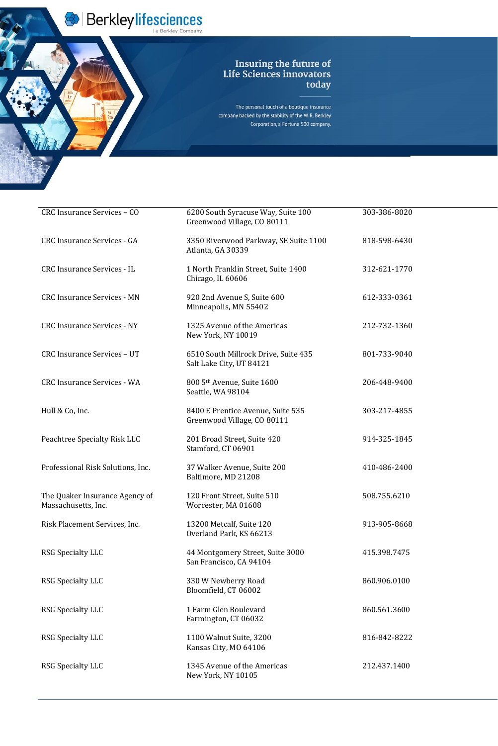Berkleylifesciences | a Berkley Company

Insuring the future of Life Sciences innovators today

The personal touch of a boutique insurance company backed by the stability of the W. R. Berkley Corporation, a Fortune 500 company.

| | | |
|---|---|---|
| CRC Insurance Services – CO | 6200 South Syracuse Way, Suite 100<br>Greenwood Village, CO 80111 | 303-386-8020 |
| CRC Insurance Services - GA | 3350 Riverwood Parkway, SE Suite 1100<br>Atlanta, GA 30339 | 818-598-6430 |
| CRC Insurance Services - IL | 1 North Franklin Street, Suite 1400<br>Chicago, IL 60606 | 312-621-1770 |
| CRC Insurance Services - MN | 920 2nd Avenue S, Suite 600<br>Minneapolis, MN 55402 | 612-333-0361 |
| CRC Insurance Services - NY | 1325 Avenue of the Americas<br>New York, NY 10019 | 212-732-1360 |
| CRC Insurance Services – UT | 6510 South Millrock Drive, Suite 435<br>Salt Lake City, UT 84121 | 801-733-9040 |
| CRC Insurance Services - WA | 800 5th Avenue, Suite 1600<br>Seattle, WA 98104 | 206-448-9400 |
| Hull & Co, Inc. | 8400 E Prentice Avenue, Suite 535<br>Greenwood Village, CO 80111 | 303-217-4855 |
| Peachtree Specialty Risk LLC | 201 Broad Street, Suite 420<br>Stamford, CT 06901 | 914-325-1845 |
| Professional Risk Solutions, Inc. | 37 Walker Avenue, Suite 200<br>Baltimore, MD 21208 | 410-486-2400 |
| The Quaker Insurance Agency of Massachusetts, Inc. | 120 Front Street, Suite 510<br>Worcester, MA 01608 | 508.755.6210 |
| Risk Placement Services, Inc. | 13200 Metcalf, Suite 120<br>Overland Park, KS 66213 | 913-905-8668 |
| RSG Specialty LLC | 44 Montgomery Street, Suite 3000<br>San Francisco, CA 94104 | 415.398.7475 |
| RSG Specialty LLC | 330 W Newberry Road<br>Bloomfield, CT 06002 | 860.906.0100 |
| RSG Specialty LLC | 1 Farm Glen Boulevard<br>Farmington, CT 06032 | 860.561.3600 |
| RSG Specialty LLC | 1100 Walnut Suite, 3200<br>Kansas City, MO 64106 | 816-842-8222 |
| RSG Specialty LLC | 1345 Avenue of the Americas<br>New York, NY 10105 | 212.437.1400 |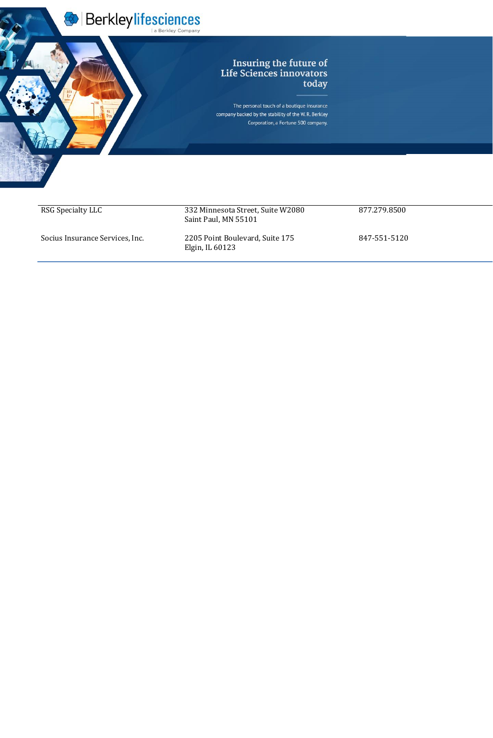Berkley lifesciences
a Berkley Company

Insuring the future of Life Sciences innovators today

The personal touch of a boutique insurance company backed by the stability of the W. R. Berkley Corporation, a Fortune 500 company.

| | | |
|---|---|---|
| RSG Specialty LLC | 332 Minnesota Street, Suite W2080<br>Saint Paul, MN 55101 | 877.279.8500 |
| Socius Insurance Services, Inc. | 2205 Point Boulevard, Suite 175<br>Elgin, IL 60123 | 847-551-5120 |